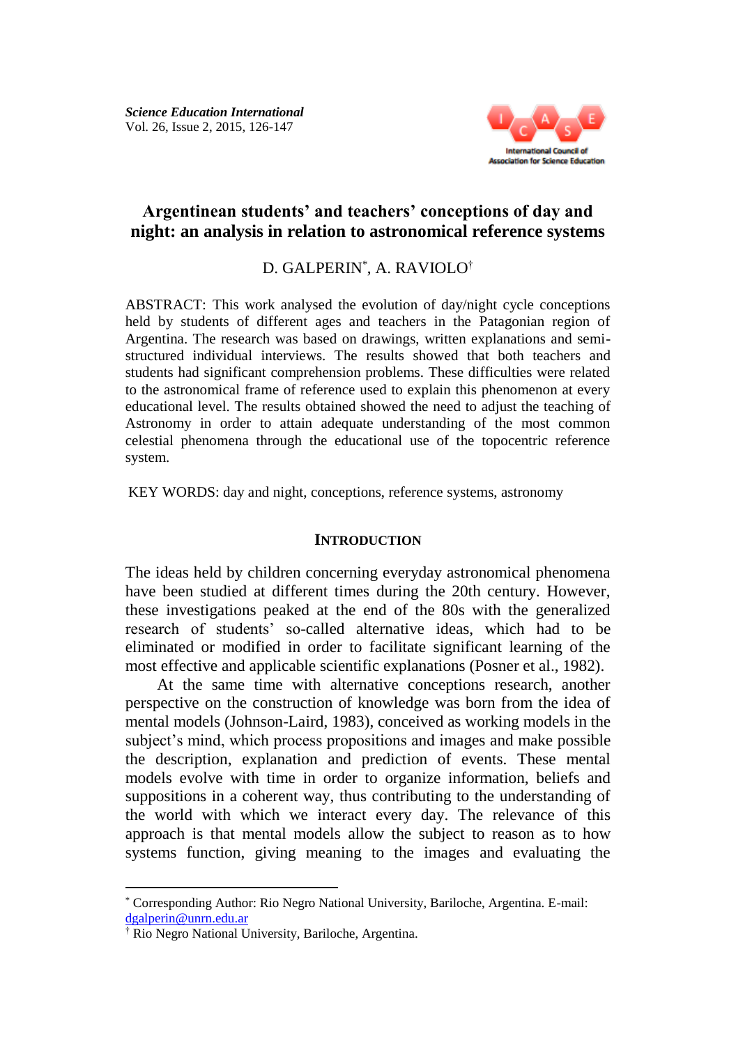# Argentinean students' and teachers' conceptions of day and night: an analysis in relation to astronomical reference systems

D. GALPERIN[*], A. RAVIOLO[†]

ABSTRACT: This work analysed the evolution of day/night cycle conceptions held by students of different ages and teachers in the Patagonian region of Argentina. The research was based on drawings, written explanations and semi-structured individual interviews. The results showed that both teachers and students had significant comprehension problems. These difficulties were related to the astronomical frame of reference used to explain this phenomenon at every educational level. The results obtained showed the need to adjust the teaching of Astronomy in order to attain adequate understanding of the most common celestial phenomena through the educational use of the topocentric reference system.

KEY WORDS: day and night, conceptions, reference systems, astronomy

## INTRODUCTION

The ideas held by children concerning everyday astronomical phenomena have been studied at different times during the 20th century. However, these investigations peaked at the end of the 80s with the generalized research of students' so-called alternative ideas, which had to be eliminated or modified in order to facilitate significant learning of the most effective and applicable scientific explanations (Posner et al., 1982).

At the same time with alternative conceptions research, another perspective on the construction of knowledge was born from the idea of mental models (Johnson-Laird, 1983), conceived as working models in the subject's mind, which process propositions and images and make possible the description, explanation and prediction of events. These mental models evolve with time in order to organize information, beliefs and suppositions in a coherent way, thus contributing to the understanding of the world with which we interact every day. The relevance of this approach is that mental models allow the subject to reason as to how systems function, giving meaning to the images and evaluating the

---

[*] Corresponding Author: Rio Negro National University, Bariloche, Argentina. E-mail: dgalperin@unrn.edu.ar

[†] Rio Negro National University, Bariloche, Argentina.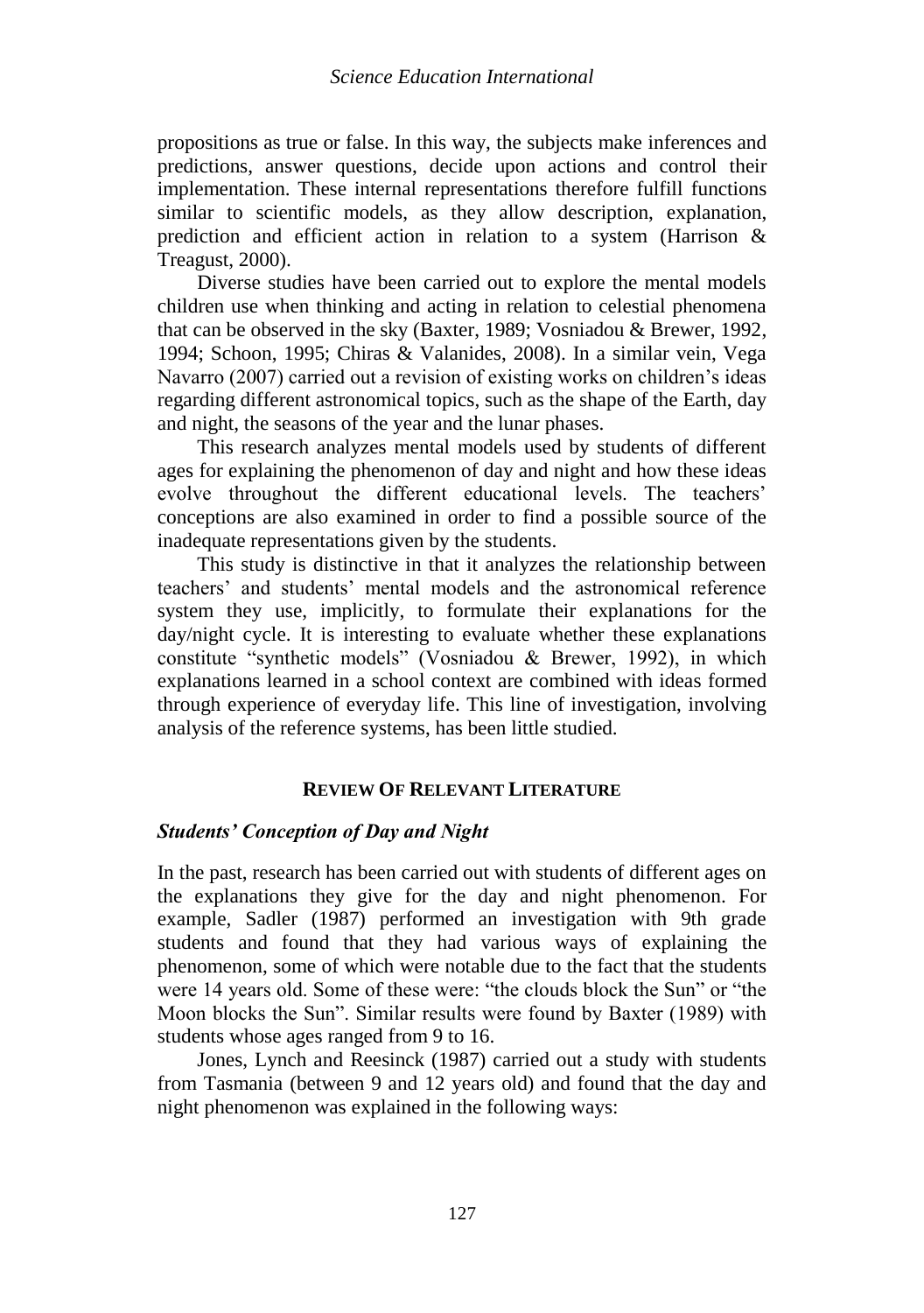propositions as true or false. In this way, the subjects make inferences and predictions, answer questions, decide upon actions and control their implementation. These internal representations therefore fulfill functions similar to scientific models, as they allow description, explanation, prediction and efficient action in relation to a system (Harrison & Treagust, 2000).

Diverse studies have been carried out to explore the mental models children use when thinking and acting in relation to celestial phenomena that can be observed in the sky (Baxter, 1989; Vosniadou & Brewer, 1992, 1994; Schoon, 1995; Chiras & Valanides, 2008). In a similar vein, Vega Navarro (2007) carried out a revision of existing works on children's ideas regarding different astronomical topics, such as the shape of the Earth, day and night, the seasons of the year and the lunar phases.

This research analyzes mental models used by students of different ages for explaining the phenomenon of day and night and how these ideas evolve throughout the different educational levels. The teachers' conceptions are also examined in order to find a possible source of the inadequate representations given by the students.

This study is distinctive in that it analyzes the relationship between teachers' and students' mental models and the astronomical reference system they use, implicitly, to formulate their explanations for the day/night cycle. It is interesting to evaluate whether these explanations constitute "synthetic models" (Vosniadou & Brewer, 1992), in which explanations learned in a school context are combined with ideas formed through experience of everyday life. This line of investigation, involving analysis of the reference systems, has been little studied.

## REVIEW OF RELEVANT LITERATURE

### *Students' Conception of Day and Night*

In the past, research has been carried out with students of different ages on the explanations they give for the day and night phenomenon. For example, Sadler (1987) performed an investigation with 9th grade students and found that they had various ways of explaining the phenomenon, some of which were notable due to the fact that the students were 14 years old. Some of these were: "the clouds block the Sun" or "the Moon blocks the Sun". Similar results were found by Baxter (1989) with students whose ages ranged from 9 to 16.

Jones, Lynch and Reesinck (1987) carried out a study with students from Tasmania (between 9 and 12 years old) and found that the day and night phenomenon was explained in the following ways: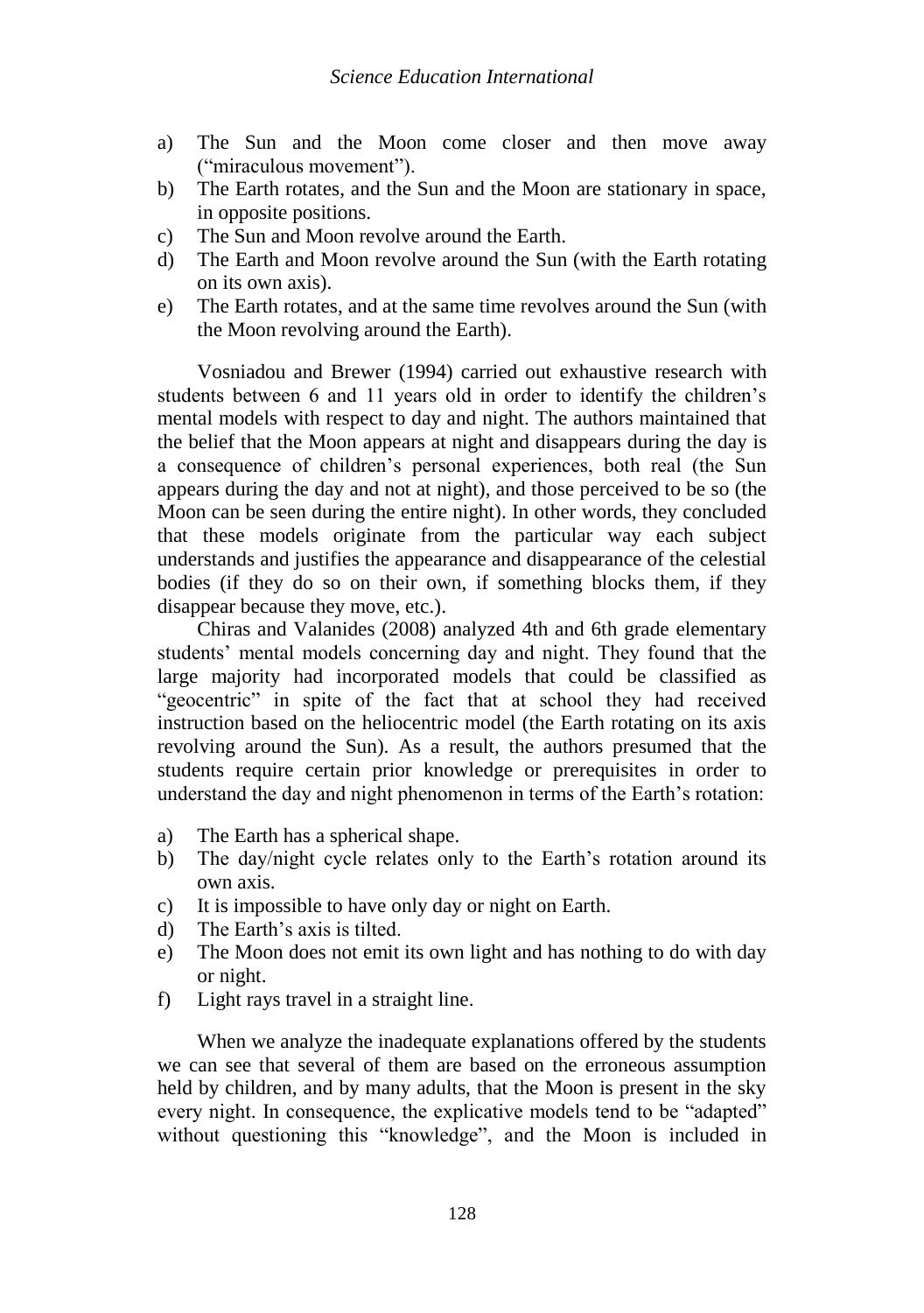a) The Sun and the Moon come closer and then move away ("miraculous movement").
b) The Earth rotates, and the Sun and the Moon are stationary in space, in opposite positions.
c) The Sun and Moon revolve around the Earth.
d) The Earth and Moon revolve around the Sun (with the Earth rotating on its own axis).
e) The Earth rotates, and at the same time revolves around the Sun (with the Moon revolving around the Earth).

Vosniadou and Brewer (1994) carried out exhaustive research with students between 6 and 11 years old in order to identify the children's mental models with respect to day and night. The authors maintained that the belief that the Moon appears at night and disappears during the day is a consequence of children's personal experiences, both real (the Sun appears during the day and not at night), and those perceived to be so (the Moon can be seen during the entire night). In other words, they concluded that these models originate from the particular way each subject understands and justifies the appearance and disappearance of the celestial bodies (if they do so on their own, if something blocks them, if they disappear because they move, etc.).

Chiras and Valanides (2008) analyzed 4th and 6th grade elementary students' mental models concerning day and night. They found that the large majority had incorporated models that could be classified as "geocentric" in spite of the fact that at school they had received instruction based on the heliocentric model (the Earth rotating on its axis revolving around the Sun). As a result, the authors presumed that the students require certain prior knowledge or prerequisites in order to understand the day and night phenomenon in terms of the Earth's rotation:

a) The Earth has a spherical shape.
b) The day/night cycle relates only to the Earth's rotation around its own axis.
c) It is impossible to have only day or night on Earth.
d) The Earth's axis is tilted.
e) The Moon does not emit its own light and has nothing to do with day or night.
f) Light rays travel in a straight line.

When we analyze the inadequate explanations offered by the students we can see that several of them are based on the erroneous assumption held by children, and by many adults, that the Moon is present in the sky every night. In consequence, the explicative models tend to be "adapted" without questioning this "knowledge", and the Moon is included in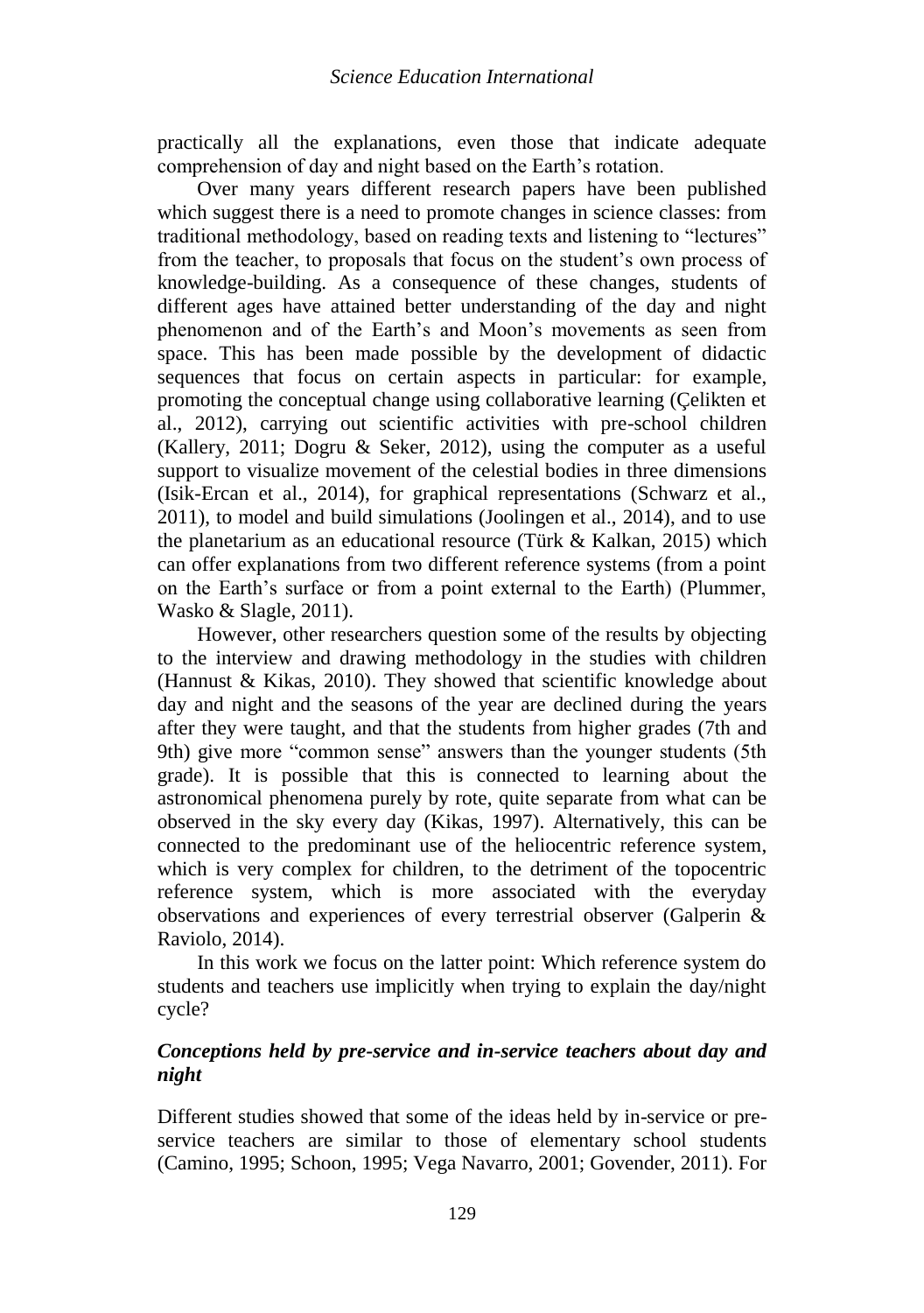practically all the explanations, even those that indicate adequate comprehension of day and night based on the Earth's rotation.

Over many years different research papers have been published which suggest there is a need to promote changes in science classes: from traditional methodology, based on reading texts and listening to "lectures" from the teacher, to proposals that focus on the student's own process of knowledge-building. As a consequence of these changes, students of different ages have attained better understanding of the day and night phenomenon and of the Earth's and Moon's movements as seen from space. This has been made possible by the development of didactic sequences that focus on certain aspects in particular: for example, promoting the conceptual change using collaborative learning (Çelikten et al., 2012), carrying out scientific activities with pre-school children (Kallery, 2011; Dogru & Seker, 2012), using the computer as a useful support to visualize movement of the celestial bodies in three dimensions (Isik-Ercan et al., 2014), for graphical representations (Schwarz et al., 2011), to model and build simulations (Joolingen et al., 2014), and to use the planetarium as an educational resource (Türk & Kalkan, 2015) which can offer explanations from two different reference systems (from a point on the Earth's surface or from a point external to the Earth) (Plummer, Wasko & Slagle, 2011).

However, other researchers question some of the results by objecting to the interview and drawing methodology in the studies with children (Hannust & Kikas, 2010). They showed that scientific knowledge about day and night and the seasons of the year are declined during the years after they were taught, and that the students from higher grades (7th and 9th) give more "common sense" answers than the younger students (5th grade). It is possible that this is connected to learning about the astronomical phenomena purely by rote, quite separate from what can be observed in the sky every day (Kikas, 1997). Alternatively, this can be connected to the predominant use of the heliocentric reference system, which is very complex for children, to the detriment of the topocentric reference system, which is more associated with the everyday observations and experiences of every terrestrial observer (Galperin & Raviolo, 2014).

In this work we focus on the latter point: Which reference system do students and teachers use implicitly when trying to explain the day/night cycle?

### *Conceptions held by pre-service and in-service teachers about day and night*

Different studies showed that some of the ideas held by in-service or pre-service teachers are similar to those of elementary school students (Camino, 1995; Schoon, 1995; Vega Navarro, 2001; Govender, 2011). For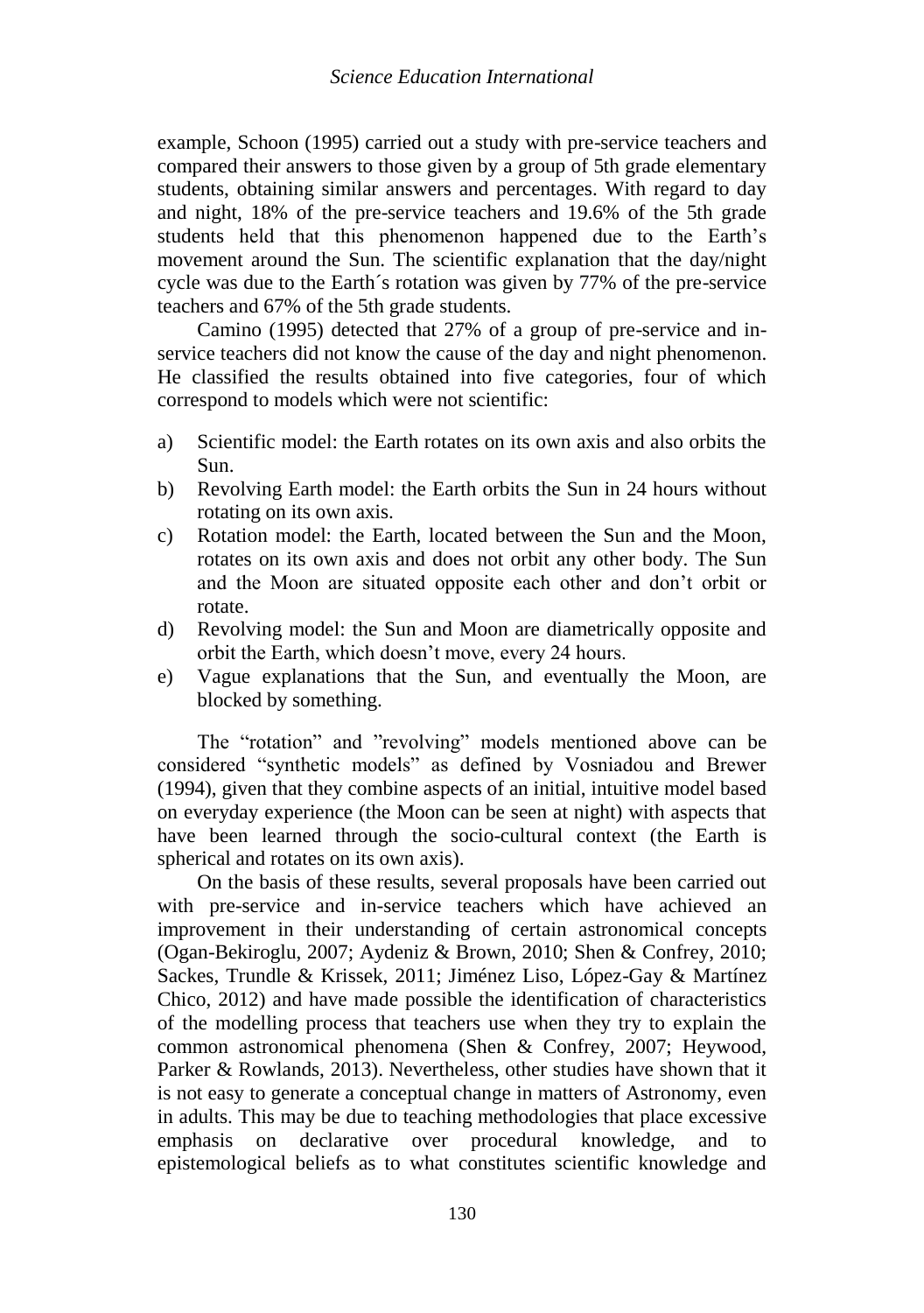example, Schoon (1995) carried out a study with pre-service teachers and compared their answers to those given by a group of 5th grade elementary students, obtaining similar answers and percentages. With regard to day and night, 18% of the pre-service teachers and 19.6% of the 5th grade students held that this phenomenon happened due to the Earth's movement around the Sun. The scientific explanation that the day/night cycle was due to the Earth´s rotation was given by 77% of the pre-service teachers and 67% of the 5th grade students.

Camino (1995) detected that 27% of a group of pre-service and in-service teachers did not know the cause of the day and night phenomenon. He classified the results obtained into five categories, four of which correspond to models which were not scientific:

a) Scientific model: the Earth rotates on its own axis and also orbits the Sun.
b) Revolving Earth model: the Earth orbits the Sun in 24 hours without rotating on its own axis.
c) Rotation model: the Earth, located between the Sun and the Moon, rotates on its own axis and does not orbit any other body. The Sun and the Moon are situated opposite each other and don't orbit or rotate.
d) Revolving model: the Sun and Moon are diametrically opposite and orbit the Earth, which doesn't move, every 24 hours.
e) Vague explanations that the Sun, and eventually the Moon, are blocked by something.

The "rotation" and "revolving" models mentioned above can be considered "synthetic models" as defined by Vosniadou and Brewer (1994), given that they combine aspects of an initial, intuitive model based on everyday experience (the Moon can be seen at night) with aspects that have been learned through the socio-cultural context (the Earth is spherical and rotates on its own axis).

On the basis of these results, several proposals have been carried out with pre-service and in-service teachers which have achieved an improvement in their understanding of certain astronomical concepts (Ogan-Bekiroglu, 2007; Aydeniz & Brown, 2010; Shen & Confrey, 2010; Sackes, Trundle & Krissek, 2011; Jiménez Liso, López-Gay & Martínez Chico, 2012) and have made possible the identification of characteristics of the modelling process that teachers use when they try to explain the common astronomical phenomena (Shen & Confrey, 2007; Heywood, Parker & Rowlands, 2013). Nevertheless, other studies have shown that it is not easy to generate a conceptual change in matters of Astronomy, even in adults. This may be due to teaching methodologies that place excessive emphasis on declarative over procedural knowledge, and to epistemological beliefs as to what constitutes scientific knowledge and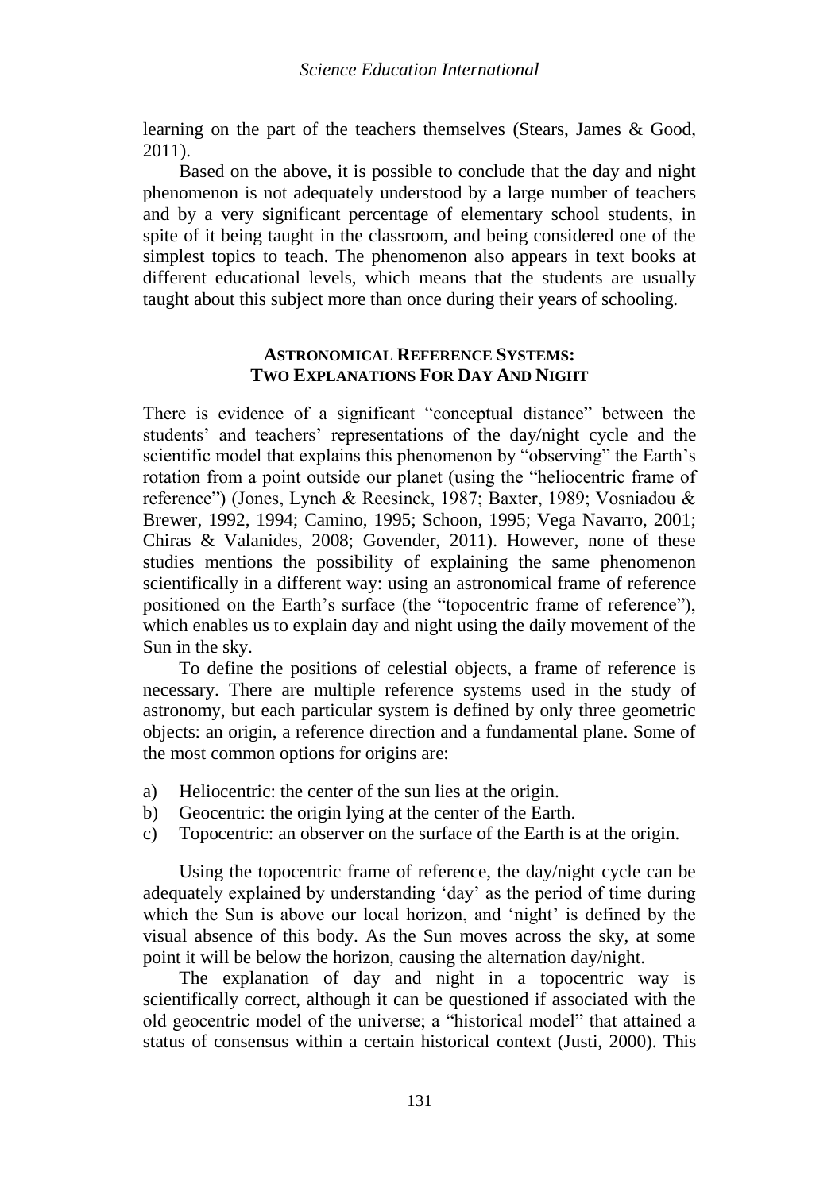learning on the part of the teachers themselves (Stears, James & Good, 2011).

Based on the above, it is possible to conclude that the day and night phenomenon is not adequately understood by a large number of teachers and by a very significant percentage of elementary school students, in spite of it being taught in the classroom, and being considered one of the simplest topics to teach. The phenomenon also appears in text books at different educational levels, which means that the students are usually taught about this subject more than once during their years of schooling.

## Astronomical Reference Systems: Two Explanations For Day And Night

There is evidence of a significant "conceptual distance" between the students' and teachers' representations of the day/night cycle and the scientific model that explains this phenomenon by "observing" the Earth's rotation from a point outside our planet (using the "heliocentric frame of reference") (Jones, Lynch & Reesinck, 1987; Baxter, 1989; Vosniadou & Brewer, 1992, 1994; Camino, 1995; Schoon, 1995; Vega Navarro, 2001; Chiras & Valanides, 2008; Govender, 2011). However, none of these studies mentions the possibility of explaining the same phenomenon scientifically in a different way: using an astronomical frame of reference positioned on the Earth's surface (the "topocentric frame of reference"), which enables us to explain day and night using the daily movement of the Sun in the sky.

To define the positions of celestial objects, a frame of reference is necessary. There are multiple reference systems used in the study of astronomy, but each particular system is defined by only three geometric objects: an origin, a reference direction and a fundamental plane. Some of the most common options for origins are:

a) Heliocentric: the center of the sun lies at the origin.
b) Geocentric: the origin lying at the center of the Earth.
c) Topocentric: an observer on the surface of the Earth is at the origin.

Using the topocentric frame of reference, the day/night cycle can be adequately explained by understanding 'day' as the period of time during which the Sun is above our local horizon, and 'night' is defined by the visual absence of this body. As the Sun moves across the sky, at some point it will be below the horizon, causing the alternation day/night.

The explanation of day and night in a topocentric way is scientifically correct, although it can be questioned if associated with the old geocentric model of the universe; a "historical model" that attained a status of consensus within a certain historical context (Justi, 2000). This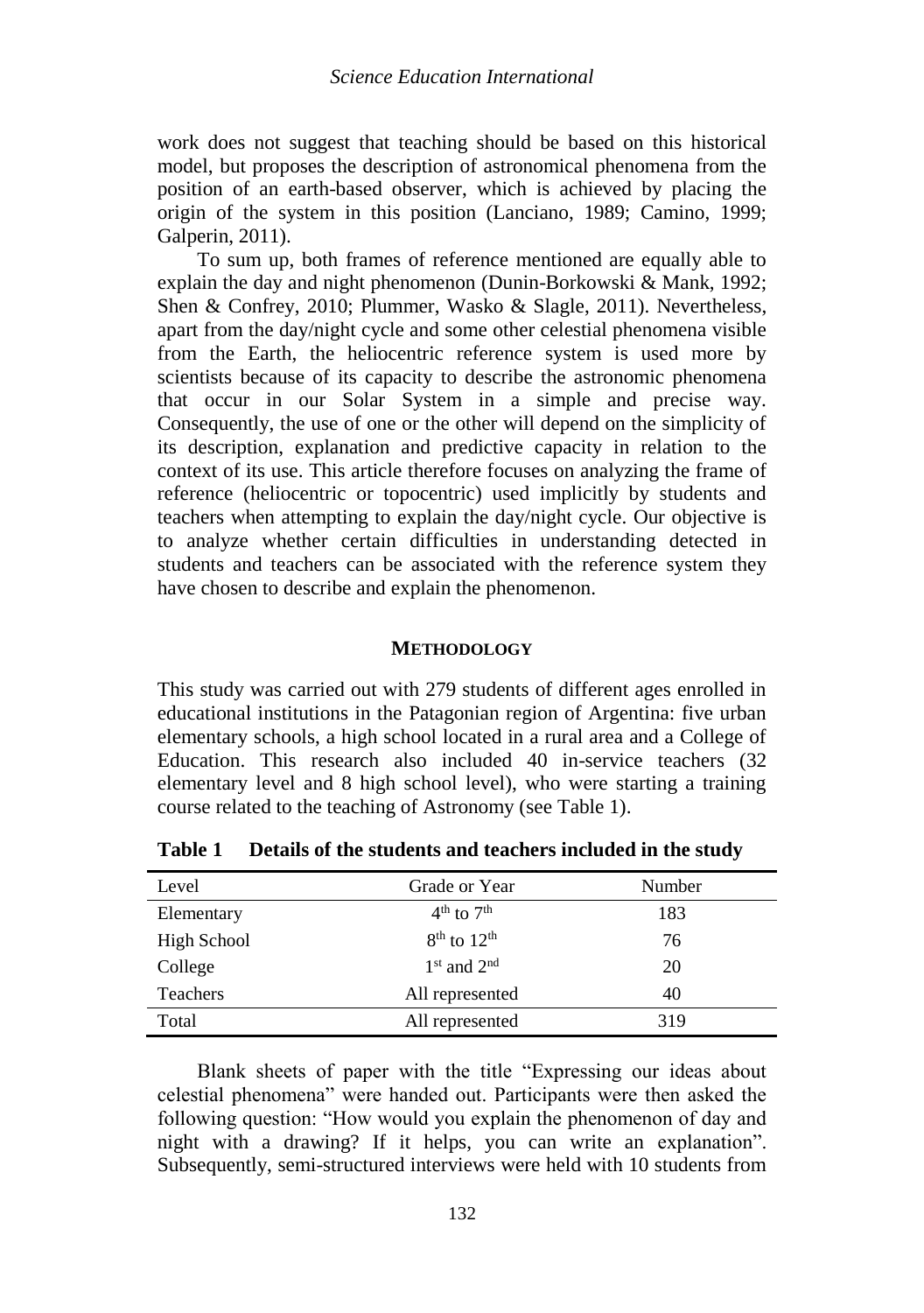work does not suggest that teaching should be based on this historical model, but proposes the description of astronomical phenomena from the position of an earth-based observer, which is achieved by placing the origin of the system in this position (Lanciano, 1989; Camino, 1999; Galperin, 2011).

To sum up, both frames of reference mentioned are equally able to explain the day and night phenomenon (Dunin-Borkowski & Mank, 1992; Shen & Confrey, 2010; Plummer, Wasko & Slagle, 2011). Nevertheless, apart from the day/night cycle and some other celestial phenomena visible from the Earth, the heliocentric reference system is used more by scientists because of its capacity to describe the astronomic phenomena that occur in our Solar System in a simple and precise way. Consequently, the use of one or the other will depend on the simplicity of its description, explanation and predictive capacity in relation to the context of its use. This article therefore focuses on analyzing the frame of reference (heliocentric or topocentric) used implicitly by students and teachers when attempting to explain the day/night cycle. Our objective is to analyze whether certain difficulties in understanding detected in students and teachers can be associated with the reference system they have chosen to describe and explain the phenomenon.

## METHODOLOGY

This study was carried out with 279 students of different ages enrolled in educational institutions in the Patagonian region of Argentina: five urban elementary schools, a high school located in a rural area and a College of Education. This research also included 40 in-service teachers (32 elementary level and 8 high school level), who were starting a training course related to the teaching of Astronomy (see Table 1).

**Table 1 Details of the students and teachers included in the study**

| Level | Grade or Year | Number |
|---|---|---|
| Elementary | 4th to 7th | 183 |
| High School | 8th to 12th | 76 |
| College | 1st and 2nd | 20 |
| Teachers | All represented | 40 |
| Total | All represented | 319 |

Blank sheets of paper with the title "Expressing our ideas about celestial phenomena" were handed out. Participants were then asked the following question: "How would you explain the phenomenon of day and night with a drawing? If it helps, you can write an explanation". Subsequently, semi-structured interviews were held with 10 students from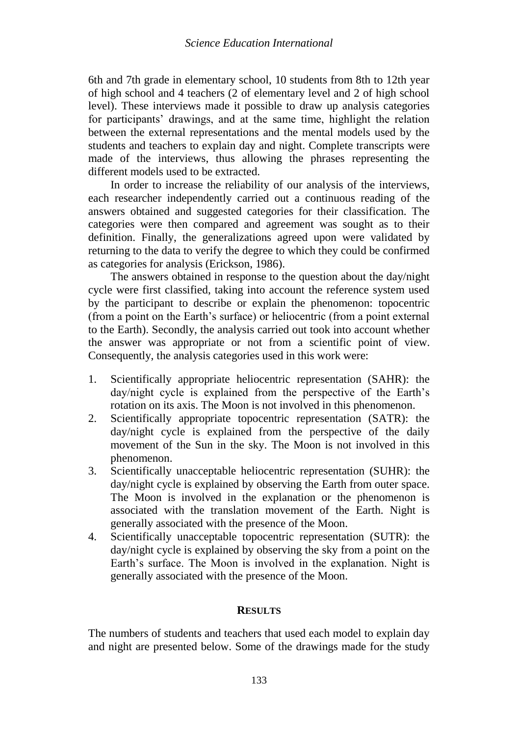6th and 7th grade in elementary school, 10 students from 8th to 12th year of high school and 4 teachers (2 of elementary level and 2 of high school level). These interviews made it possible to draw up analysis categories for participants' drawings, and at the same time, highlight the relation between the external representations and the mental models used by the students and teachers to explain day and night. Complete transcripts were made of the interviews, thus allowing the phrases representing the different models used to be extracted.

In order to increase the reliability of our analysis of the interviews, each researcher independently carried out a continuous reading of the answers obtained and suggested categories for their classification. The categories were then compared and agreement was sought as to their definition. Finally, the generalizations agreed upon were validated by returning to the data to verify the degree to which they could be confirmed as categories for analysis (Erickson, 1986).

The answers obtained in response to the question about the day/night cycle were first classified, taking into account the reference system used by the participant to describe or explain the phenomenon: topocentric (from a point on the Earth's surface) or heliocentric (from a point external to the Earth). Secondly, the analysis carried out took into account whether the answer was appropriate or not from a scientific point of view. Consequently, the analysis categories used in this work were:

1. Scientifically appropriate heliocentric representation (SAHR): the day/night cycle is explained from the perspective of the Earth's rotation on its axis. The Moon is not involved in this phenomenon.
2. Scientifically appropriate topocentric representation (SATR): the day/night cycle is explained from the perspective of the daily movement of the Sun in the sky. The Moon is not involved in this phenomenon.
3. Scientifically unacceptable heliocentric representation (SUHR): the day/night cycle is explained by observing the Earth from outer space. The Moon is involved in the explanation or the phenomenon is associated with the translation movement of the Earth. Night is generally associated with the presence of the Moon.
4. Scientifically unacceptable topocentric representation (SUTR): the day/night cycle is explained by observing the sky from a point on the Earth's surface. The Moon is involved in the explanation. Night is generally associated with the presence of the Moon.

## RESULTS

The numbers of students and teachers that used each model to explain day and night are presented below. Some of the drawings made for the study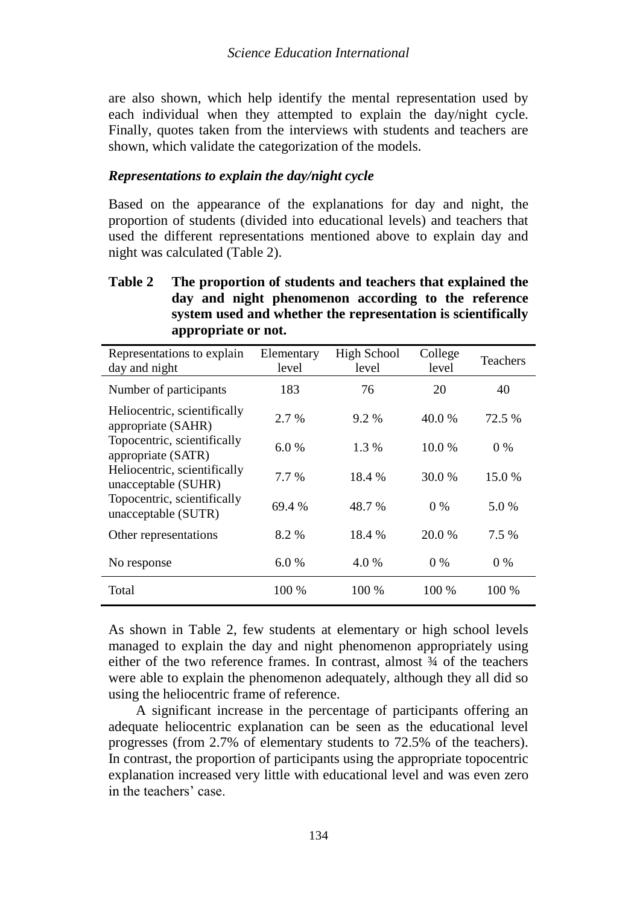are also shown, which help identify the mental representation used by each individual when they attempted to explain the day/night cycle. Finally, quotes taken from the interviews with students and teachers are shown, which validate the categorization of the models.

### *Representations to explain the day/night cycle*

Based on the appearance of the explanations for day and night, the proportion of students (divided into educational levels) and teachers that used the different representations mentioned above to explain day and night was calculated (Table 2).

**Table 2 The proportion of students and teachers that explained the day and night phenomenon according to the reference system used and whether the representation is scientifically appropriate or not.**

| Representations to explain day and night | Elementary level | High School level | College level | Teachers |
|---|---|---|---|---|
| Number of participants | 183 | 76 | 20 | 40 |
| Heliocentric, scientifically appropriate (SAHR) | 2.7 % | 9.2 % | 40.0 % | 72.5 % |
| Topocentric, scientifically appropriate (SATR) | 6.0 % | 1.3 % | 10.0 % | 0 % |
| Heliocentric, scientifically unacceptable (SUHR) | 7.7 % | 18.4 % | 30.0 % | 15.0 % |
| Topocentric, scientifically unacceptable (SUTR) | 69.4 % | 48.7 % | 0 % | 5.0 % |
| Other representations | 8.2 % | 18.4 % | 20.0 % | 7.5 % |
| No response | 6.0 % | 4.0 % | 0 % | 0 % |
| Total | 100 % | 100 % | 100 % | 100 % |

As shown in Table 2, few students at elementary or high school levels managed to explain the day and night phenomenon appropriately using either of the two reference frames. In contrast, almost ¾ of the teachers were able to explain the phenomenon adequately, although they all did so using the heliocentric frame of reference.

A significant increase in the percentage of participants offering an adequate heliocentric explanation can be seen as the educational level progresses (from 2.7% of elementary students to 72.5% of the teachers). In contrast, the proportion of participants using the appropriate topocentric explanation increased very little with educational level and was even zero in the teachers' case.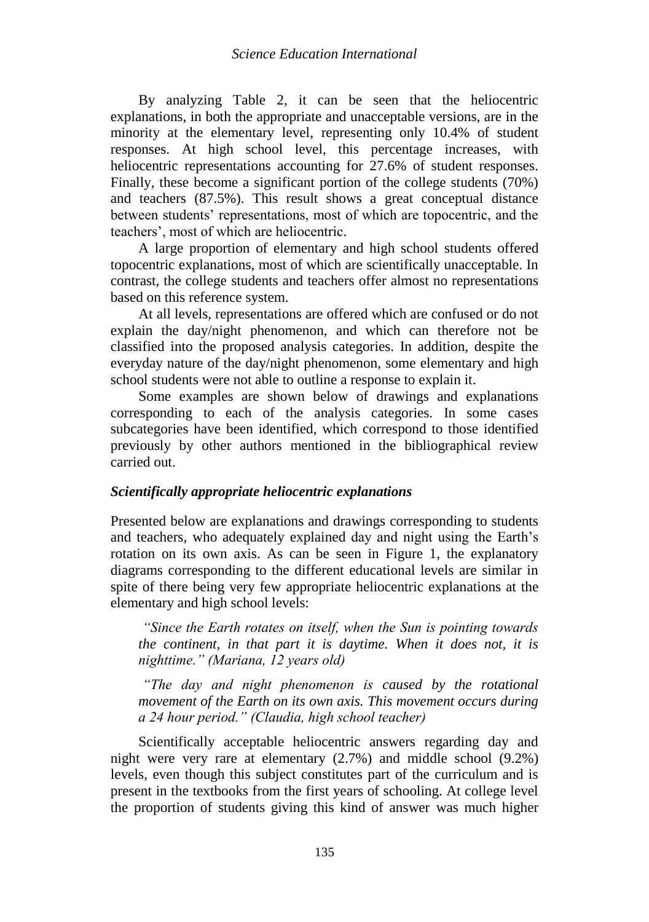By analyzing Table 2, it can be seen that the heliocentric explanations, in both the appropriate and unacceptable versions, are in the minority at the elementary level, representing only 10.4% of student responses. At high school level, this percentage increases, with heliocentric representations accounting for 27.6% of student responses. Finally, these become a significant portion of the college students (70%) and teachers (87.5%). This result shows a great conceptual distance between students' representations, most of which are topocentric, and the teachers', most of which are heliocentric.

A large proportion of elementary and high school students offered topocentric explanations, most of which are scientifically unacceptable. In contrast, the college students and teachers offer almost no representations based on this reference system.

At all levels, representations are offered which are confused or do not explain the day/night phenomenon, and which can therefore not be classified into the proposed analysis categories. In addition, despite the everyday nature of the day/night phenomenon, some elementary and high school students were not able to outline a response to explain it.

Some examples are shown below of drawings and explanations corresponding to each of the analysis categories. In some cases subcategories have been identified, which correspond to those identified previously by other authors mentioned in the bibliographical review carried out.

### *Scientifically appropriate heliocentric explanations*

Presented below are explanations and drawings corresponding to students and teachers, who adequately explained day and night using the Earth's rotation on its own axis. As can be seen in Figure 1, the explanatory diagrams corresponding to the different educational levels are similar in spite of there being very few appropriate heliocentric explanations at the elementary and high school levels:

> *"Since the Earth rotates on itself, when the Sun is pointing towards the continent, in that part it is daytime. When it does not, it is nighttime." (Mariana, 12 years old)*

> *"The day and night phenomenon is caused by the rotational movement of the Earth on its own axis. This movement occurs during a 24 hour period." (Claudia, high school teacher)*

Scientifically acceptable heliocentric answers regarding day and night were very rare at elementary (2.7%) and middle school (9.2%) levels, even though this subject constitutes part of the curriculum and is present in the textbooks from the first years of schooling. At college level the proportion of students giving this kind of answer was much higher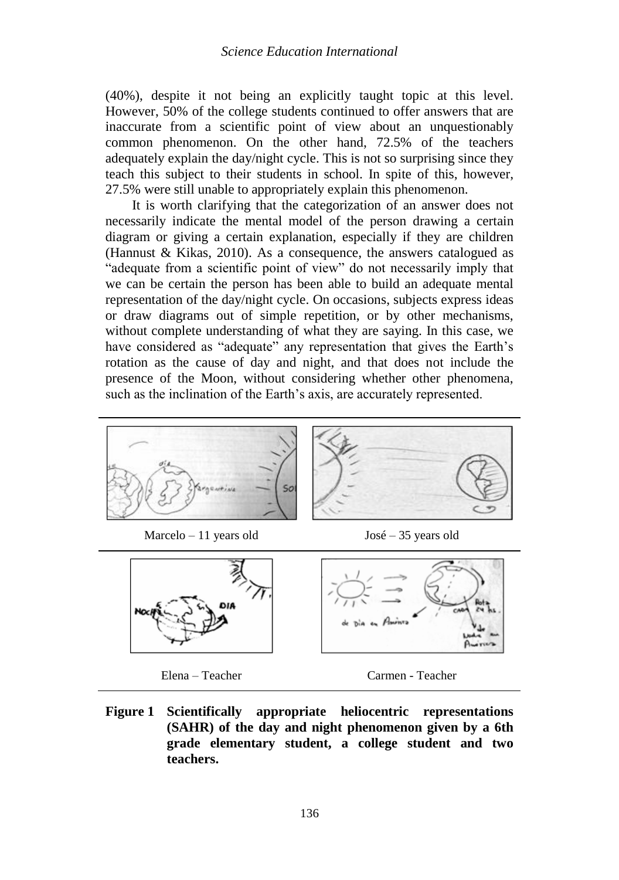(40%), despite it not being an explicitly taught topic at this level. However, 50% of the college students continued to offer answers that are inaccurate from a scientific point of view about an unquestionably common phenomenon. On the other hand, 72.5% of the teachers adequately explain the day/night cycle. This is not so surprising since they teach this subject to their students in school. In spite of this, however, 27.5% were still unable to appropriately explain this phenomenon.

It is worth clarifying that the categorization of an answer does not necessarily indicate the mental model of the person drawing a certain diagram or giving a certain explanation, especially if they are children (Hannust & Kikas, 2010). As a consequence, the answers catalogued as "adequate from a scientific point of view" do not necessarily imply that we can be certain the person has been able to build an adequate mental representation of the day/night cycle. On occasions, subjects express ideas or draw diagrams out of simple repetition, or by other mechanisms, without complete understanding of what they are saying. In this case, we have considered as "adequate" any representation that gives the Earth's rotation as the cause of day and night, and that does not include the presence of the Moon, without considering whether other phenomena, such as the inclination of the Earth's axis, are accurately represented.

Marcelo – 11 years old

José – 35 years old

Elena – Teacher

Carmen - Teacher

**Figure 1 Scientifically appropriate heliocentric representations (SAHR) of the day and night phenomenon given by a 6th grade elementary student, a college student and two teachers.**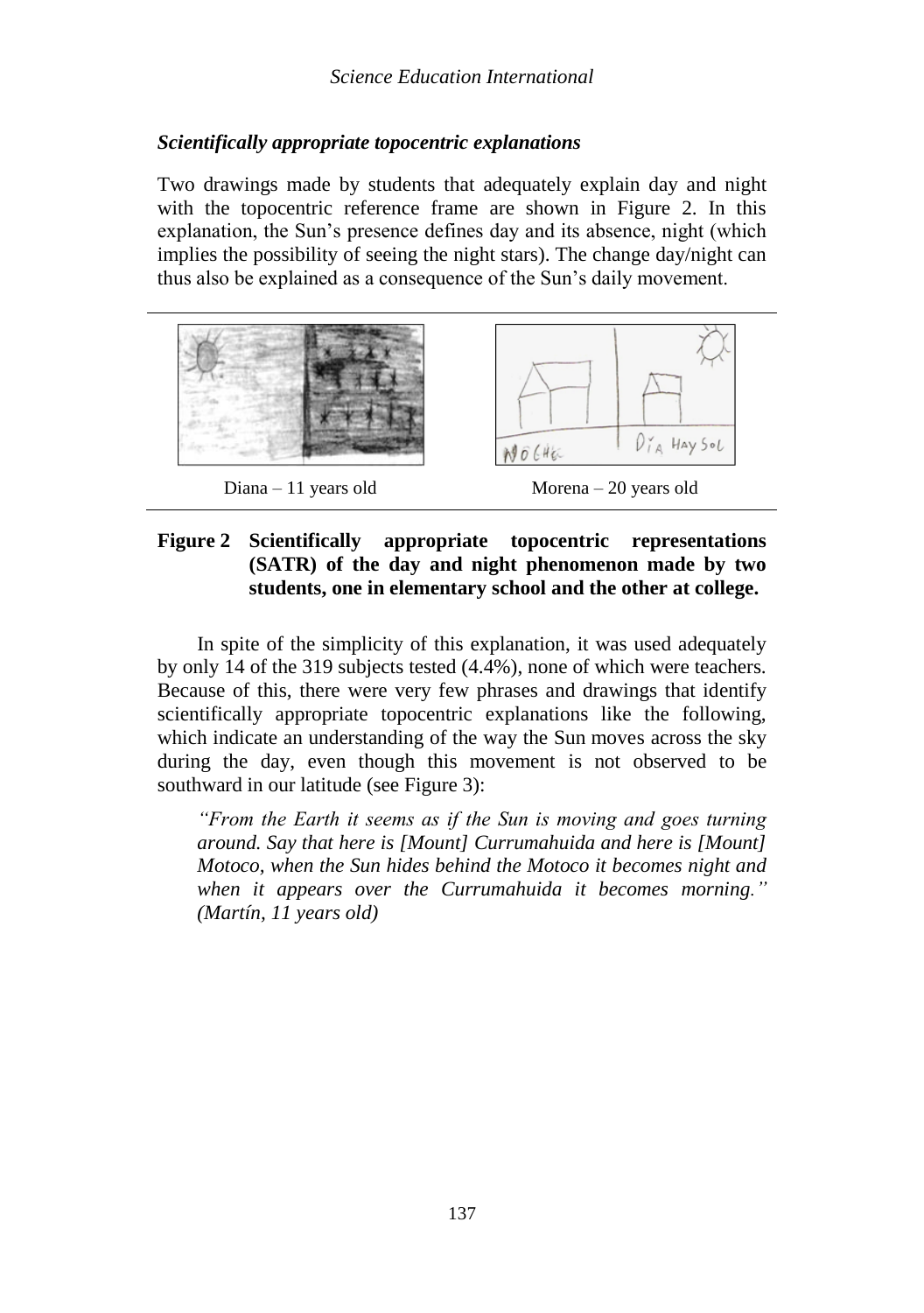### *Scientifically appropriate topocentric explanations*

Two drawings made by students that adequately explain day and night with the topocentric reference frame are shown in Figure 2. In this explanation, the Sun's presence defines day and its absence, night (which implies the possibility of seeing the night stars). The change day/night can thus also be explained as a consequence of the Sun's daily movement.

Diana – 11 years old　　　　Morena – 20 years old

**Figure 2　Scientifically appropriate topocentric representations (SATR) of the day and night phenomenon made by two students, one in elementary school and the other at college.**

In spite of the simplicity of this explanation, it was used adequately by only 14 of the 319 subjects tested (4.4%), none of which were teachers. Because of this, there were very few phrases and drawings that identify scientifically appropriate topocentric explanations like the following, which indicate an understanding of the way the Sun moves across the sky during the day, even though this movement is not observed to be southward in our latitude (see Figure 3):

> *"From the Earth it seems as if the Sun is moving and goes turning around. Say that here is [Mount] Currumahuida and here is [Mount] Motoco, when the Sun hides behind the Motoco it becomes night and when it appears over the Currumahuida it becomes morning." (Martín, 11 years old)*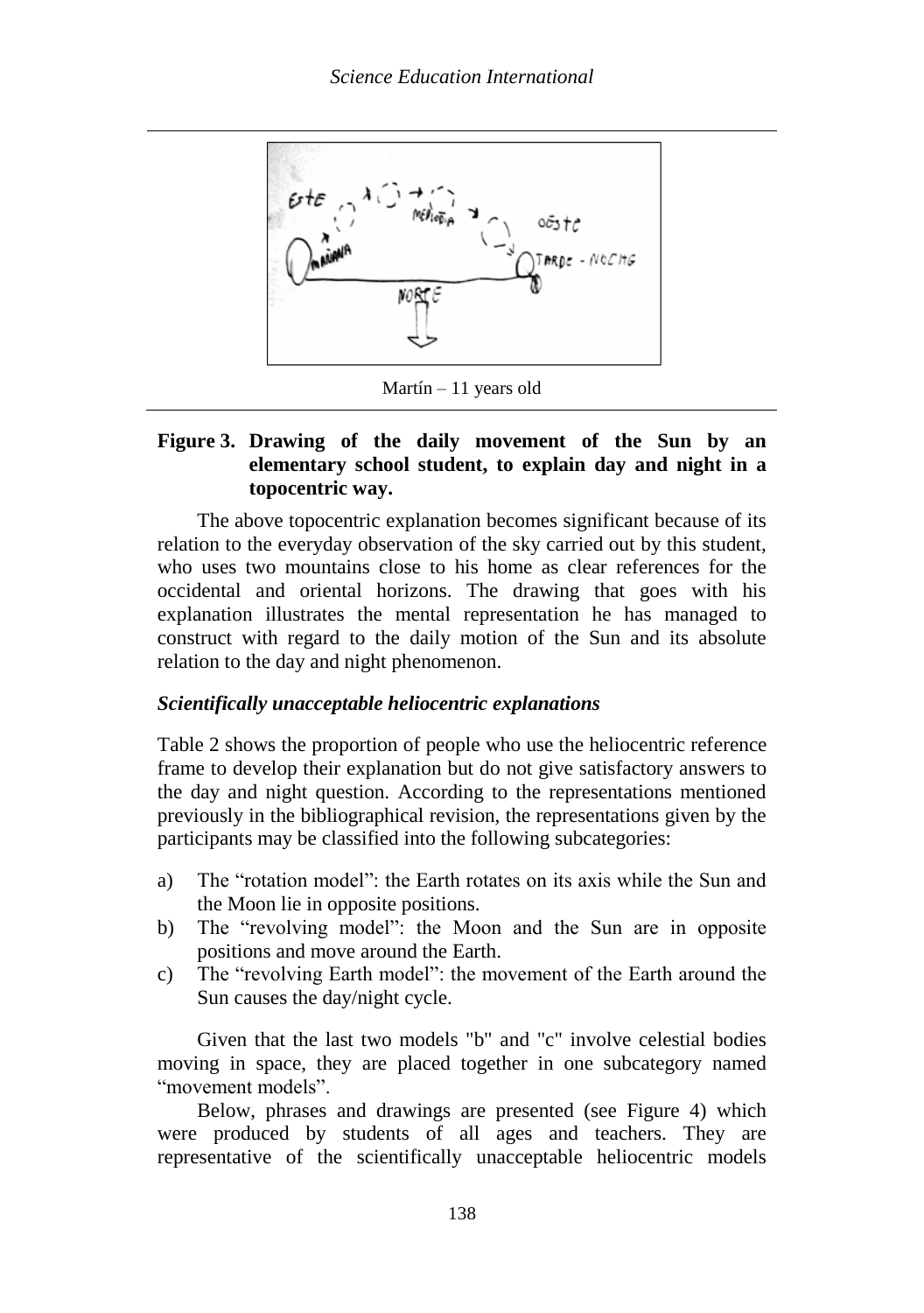Martín – 11 years old

**Figure 3. Drawing of the daily movement of the Sun by an elementary school student, to explain day and night in a topocentric way.**

The above topocentric explanation becomes significant because of its relation to the everyday observation of the sky carried out by this student, who uses two mountains close to his home as clear references for the occidental and oriental horizons. The drawing that goes with his explanation illustrates the mental representation he has managed to construct with regard to the daily motion of the Sun and its absolute relation to the day and night phenomenon.

### *Scientifically unacceptable heliocentric explanations*

Table 2 shows the proportion of people who use the heliocentric reference frame to develop their explanation but do not give satisfactory answers to the day and night question. According to the representations mentioned previously in the bibliographical revision, the representations given by the participants may be classified into the following subcategories:

a) The "rotation model": the Earth rotates on its axis while the Sun and the Moon lie in opposite positions.
b) The "revolving model": the Moon and the Sun are in opposite positions and move around the Earth.
c) The "revolving Earth model": the movement of the Earth around the Sun causes the day/night cycle.

Given that the last two models "b" and "c" involve celestial bodies moving in space, they are placed together in one subcategory named "movement models".

Below, phrases and drawings are presented (see Figure 4) which were produced by students of all ages and teachers. They are representative of the scientifically unacceptable heliocentric models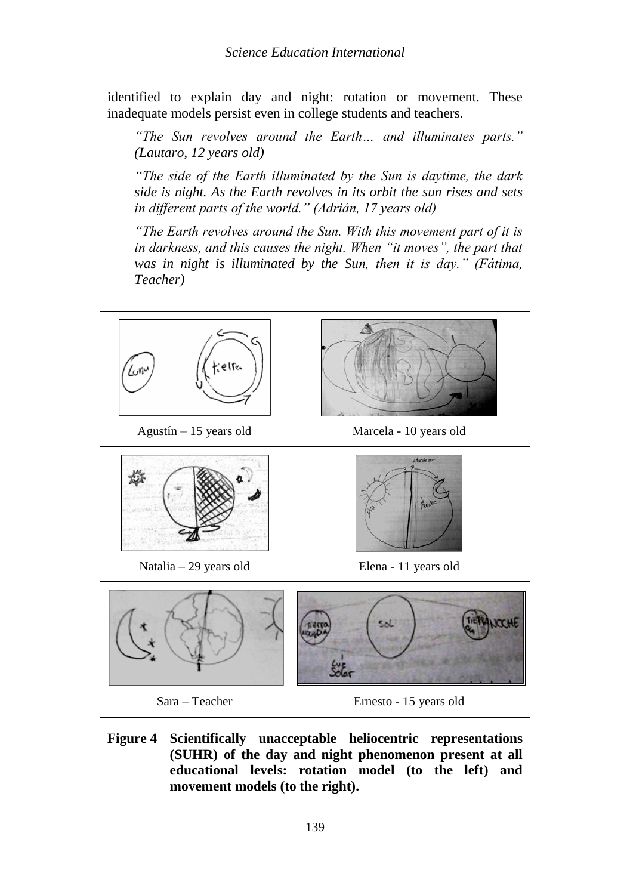identified to explain day and night: rotation or movement. These inadequate models persist even in college students and teachers.

> *"The Sun revolves around the Earth… and illuminates parts." (Lautaro, 12 years old)*
>
> *"The side of the Earth illuminated by the Sun is daytime, the dark side is night. As the Earth revolves in its orbit the sun rises and sets in different parts of the world." (Adrián, 17 years old)*
>
> *"The Earth revolves around the Sun. With this movement part of it is in darkness, and this causes the night. When "it moves", the part that was in night is illuminated by the Sun, then it is day." (Fátima, Teacher)*

Agustín – 15 years old

Marcela - 10 years old

Natalia – 29 years old

Elena - 11 years old

Sara – Teacher

Ernesto - 15 years old

**Figure 4 Scientifically unacceptable heliocentric representations (SUHR) of the day and night phenomenon present at all educational levels: rotation model (to the left) and movement models (to the right).**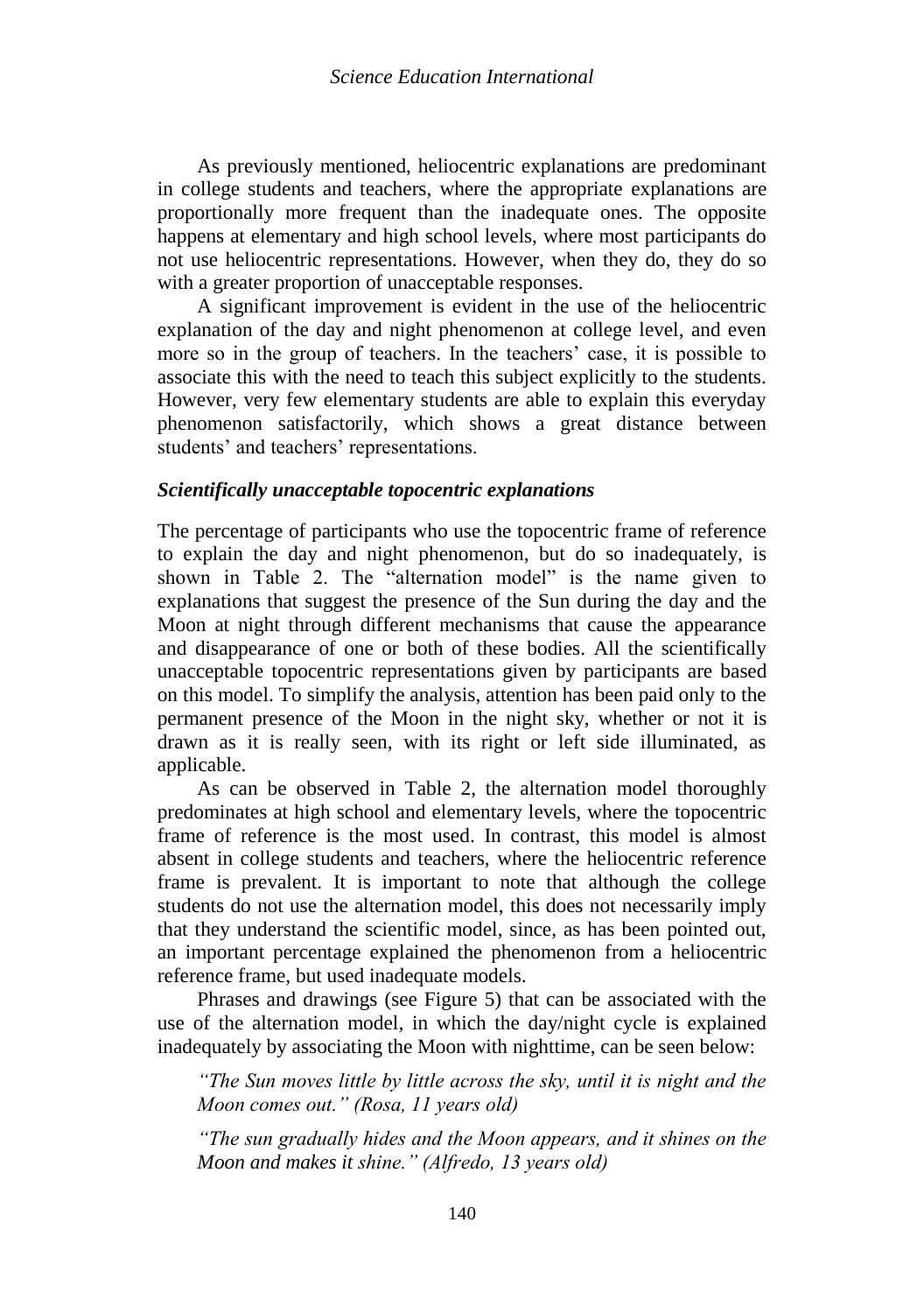As previously mentioned, heliocentric explanations are predominant in college students and teachers, where the appropriate explanations are proportionally more frequent than the inadequate ones. The opposite happens at elementary and high school levels, where most participants do not use heliocentric representations. However, when they do, they do so with a greater proportion of unacceptable responses.

A significant improvement is evident in the use of the heliocentric explanation of the day and night phenomenon at college level, and even more so in the group of teachers. In the teachers' case, it is possible to associate this with the need to teach this subject explicitly to the students. However, very few elementary students are able to explain this everyday phenomenon satisfactorily, which shows a great distance between students' and teachers' representations.

### *Scientifically unacceptable topocentric explanations*

The percentage of participants who use the topocentric frame of reference to explain the day and night phenomenon, but do so inadequately, is shown in Table 2. The "alternation model" is the name given to explanations that suggest the presence of the Sun during the day and the Moon at night through different mechanisms that cause the appearance and disappearance of one or both of these bodies. All the scientifically unacceptable topocentric representations given by participants are based on this model. To simplify the analysis, attention has been paid only to the permanent presence of the Moon in the night sky, whether or not it is drawn as it is really seen, with its right or left side illuminated, as applicable.

As can be observed in Table 2, the alternation model thoroughly predominates at high school and elementary levels, where the topocentric frame of reference is the most used. In contrast, this model is almost absent in college students and teachers, where the heliocentric reference frame is prevalent. It is important to note that although the college students do not use the alternation model, this does not necessarily imply that they understand the scientific model, since, as has been pointed out, an important percentage explained the phenomenon from a heliocentric reference frame, but used inadequate models.

Phrases and drawings (see Figure 5) that can be associated with the use of the alternation model, in which the day/night cycle is explained inadequately by associating the Moon with nighttime, can be seen below:

> *"The Sun moves little by little across the sky, until it is night and the Moon comes out." (Rosa, 11 years old)*
>
> *"The sun gradually hides and the Moon appears, and it shines on the Moon and makes it shine." (Alfredo, 13 years old)*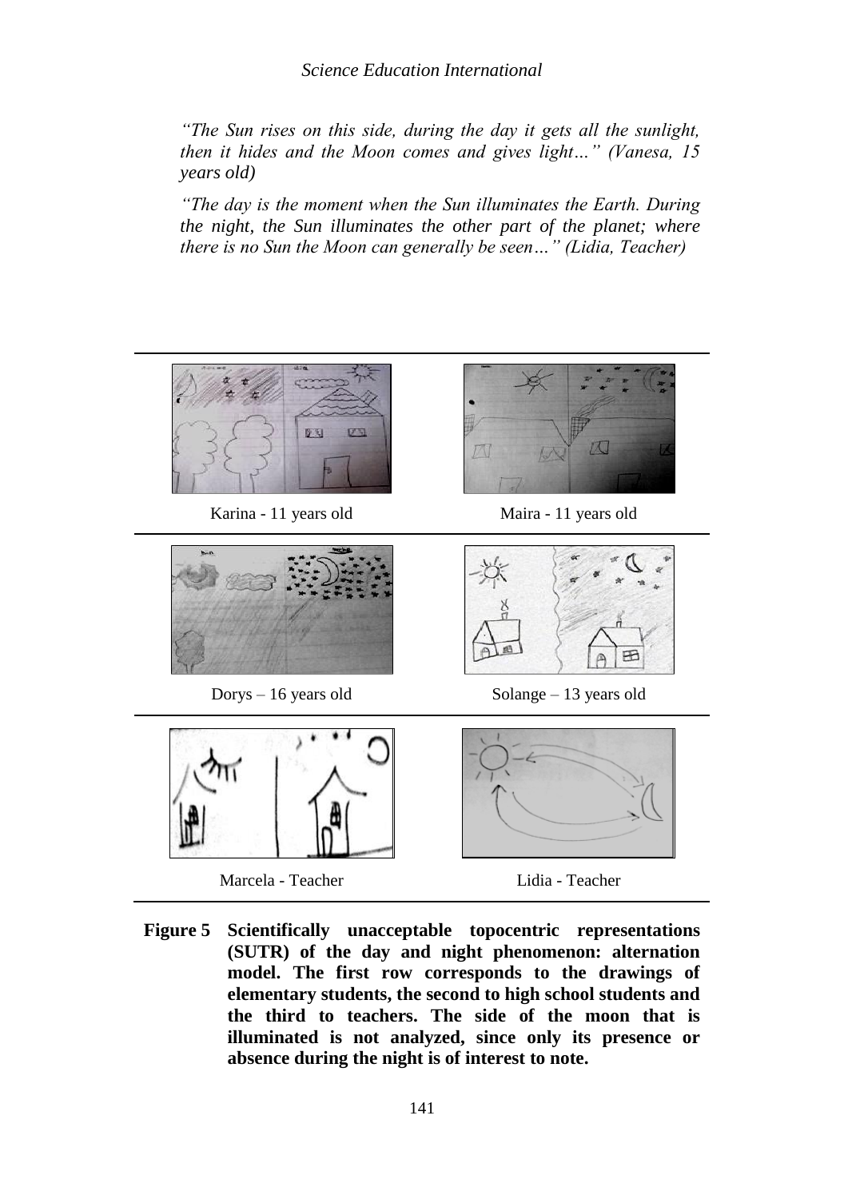*"The Sun rises on this side, during the day it gets all the sunlight, then it hides and the Moon comes and gives light…" (Vanesa, 15 years old)*

*"The day is the moment when the Sun illuminates the Earth. During the night, the Sun illuminates the other part of the planet; where there is no Sun the Moon can generally be seen…" (Lidia, Teacher)*

Karina - 11 years old

Maira - 11 years old

Dorys – 16 years old

Solange – 13 years old

Marcela - Teacher

Lidia - Teacher

**Figure 5 Scientifically unacceptable topocentric representations (SUTR) of the day and night phenomenon: alternation model. The first row corresponds to the drawings of elementary students, the second to high school students and the third to teachers. The side of the moon that is illuminated is not analyzed, since only its presence or absence during the night is of interest to note.**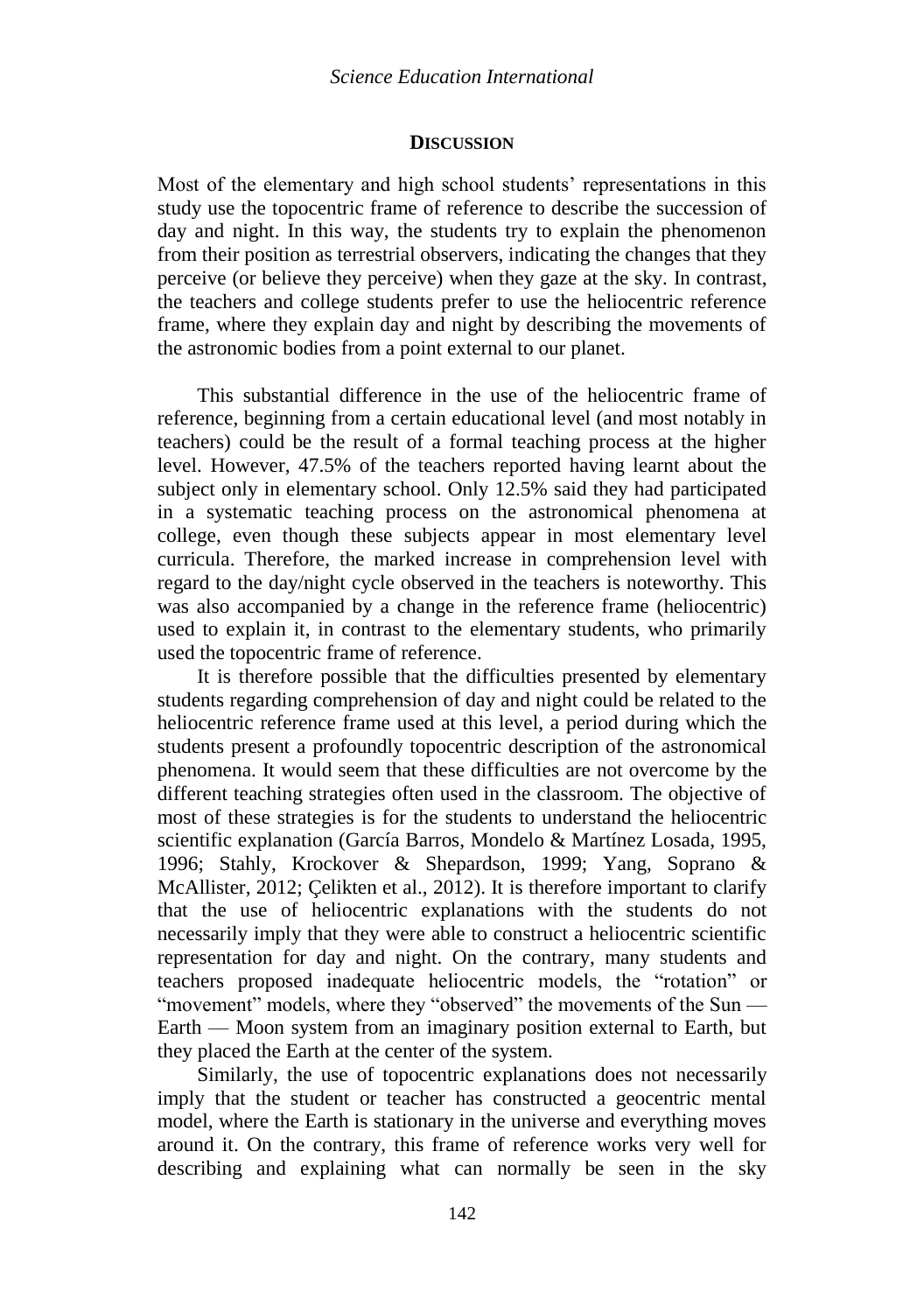## DISCUSSION

Most of the elementary and high school students' representations in this study use the topocentric frame of reference to describe the succession of day and night. In this way, the students try to explain the phenomenon from their position as terrestrial observers, indicating the changes that they perceive (or believe they perceive) when they gaze at the sky. In contrast, the teachers and college students prefer to use the heliocentric reference frame, where they explain day and night by describing the movements of the astronomic bodies from a point external to our planet.

This substantial difference in the use of the heliocentric frame of reference, beginning from a certain educational level (and most notably in teachers) could be the result of a formal teaching process at the higher level. However, 47.5% of the teachers reported having learnt about the subject only in elementary school. Only 12.5% said they had participated in a systematic teaching process on the astronomical phenomena at college, even though these subjects appear in most elementary level curricula. Therefore, the marked increase in comprehension level with regard to the day/night cycle observed in the teachers is noteworthy. This was also accompanied by a change in the reference frame (heliocentric) used to explain it, in contrast to the elementary students, who primarily used the topocentric frame of reference.

It is therefore possible that the difficulties presented by elementary students regarding comprehension of day and night could be related to the heliocentric reference frame used at this level, a period during which the students present a profoundly topocentric description of the astronomical phenomena. It would seem that these difficulties are not overcome by the different teaching strategies often used in the classroom. The objective of most of these strategies is for the students to understand the heliocentric scientific explanation (García Barros, Mondelo & Martínez Losada, 1995, 1996; Stahly, Krockover & Shepardson, 1999; Yang, Soprano & McAllister, 2012; Çelikten et al., 2012). It is therefore important to clarify that the use of heliocentric explanations with the students do not necessarily imply that they were able to construct a heliocentric scientific representation for day and night. On the contrary, many students and teachers proposed inadequate heliocentric models, the "rotation" or "movement" models, where they "observed" the movements of the Sun — Earth — Moon system from an imaginary position external to Earth, but they placed the Earth at the center of the system.

Similarly, the use of topocentric explanations does not necessarily imply that the student or teacher has constructed a geocentric mental model, where the Earth is stationary in the universe and everything moves around it. On the contrary, this frame of reference works very well for describing and explaining what can normally be seen in the sky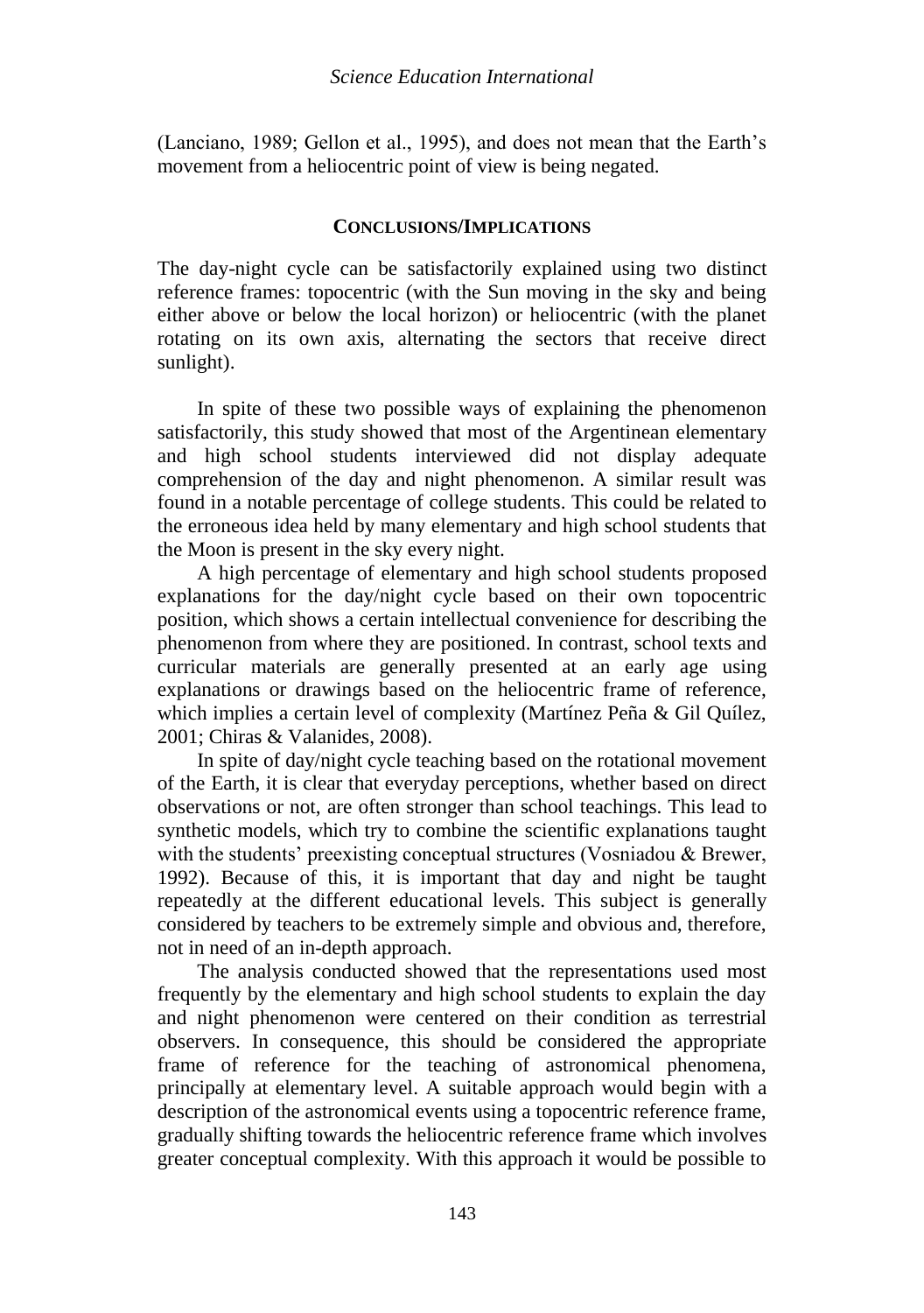(Lanciano, 1989; Gellon et al., 1995), and does not mean that the Earth's movement from a heliocentric point of view is being negated.

## CONCLUSIONS/IMPLICATIONS

The day-night cycle can be satisfactorily explained using two distinct reference frames: topocentric (with the Sun moving in the sky and being either above or below the local horizon) or heliocentric (with the planet rotating on its own axis, alternating the sectors that receive direct sunlight).

In spite of these two possible ways of explaining the phenomenon satisfactorily, this study showed that most of the Argentinean elementary and high school students interviewed did not display adequate comprehension of the day and night phenomenon. A similar result was found in a notable percentage of college students. This could be related to the erroneous idea held by many elementary and high school students that the Moon is present in the sky every night.

A high percentage of elementary and high school students proposed explanations for the day/night cycle based on their own topocentric position, which shows a certain intellectual convenience for describing the phenomenon from where they are positioned. In contrast, school texts and curricular materials are generally presented at an early age using explanations or drawings based on the heliocentric frame of reference, which implies a certain level of complexity (Martínez Peña & Gil Quílez, 2001; Chiras & Valanides, 2008).

In spite of day/night cycle teaching based on the rotational movement of the Earth, it is clear that everyday perceptions, whether based on direct observations or not, are often stronger than school teachings. This lead to synthetic models, which try to combine the scientific explanations taught with the students' preexisting conceptual structures (Vosniadou & Brewer, 1992). Because of this, it is important that day and night be taught repeatedly at the different educational levels. This subject is generally considered by teachers to be extremely simple and obvious and, therefore, not in need of an in-depth approach.

The analysis conducted showed that the representations used most frequently by the elementary and high school students to explain the day and night phenomenon were centered on their condition as terrestrial observers. In consequence, this should be considered the appropriate frame of reference for the teaching of astronomical phenomena, principally at elementary level. A suitable approach would begin with a description of the astronomical events using a topocentric reference frame, gradually shifting towards the heliocentric reference frame which involves greater conceptual complexity. With this approach it would be possible to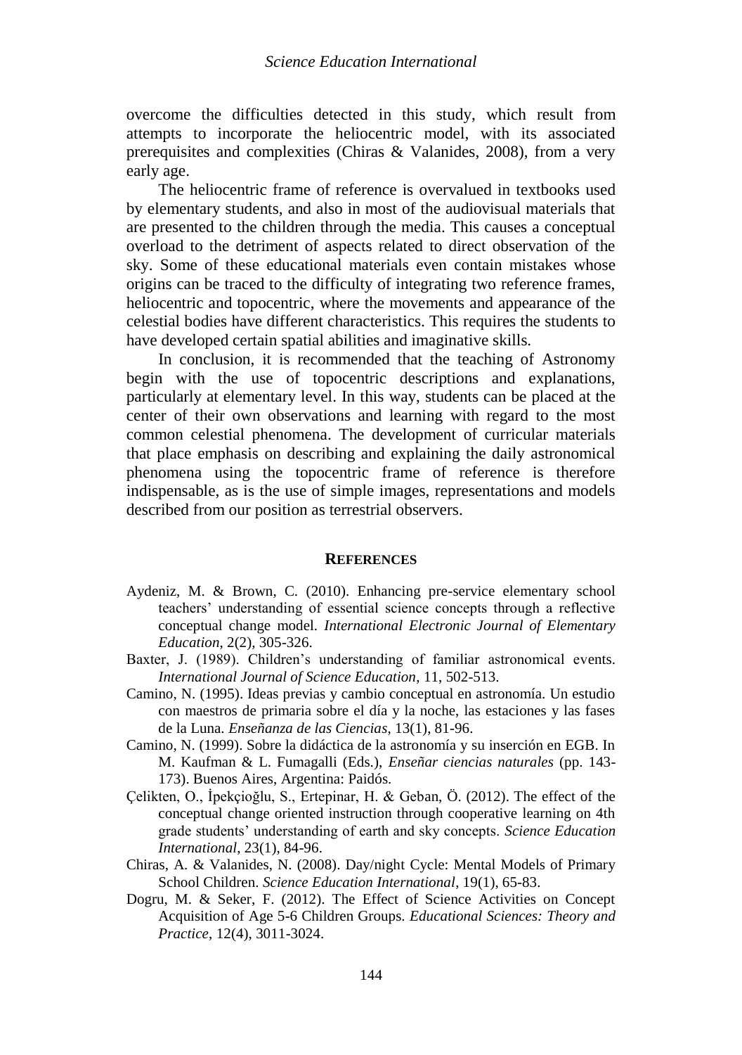overcome the difficulties detected in this study, which result from attempts to incorporate the heliocentric model, with its associated prerequisites and complexities (Chiras & Valanides, 2008), from a very early age.

The heliocentric frame of reference is overvalued in textbooks used by elementary students, and also in most of the audiovisual materials that are presented to the children through the media. This causes a conceptual overload to the detriment of aspects related to direct observation of the sky. Some of these educational materials even contain mistakes whose origins can be traced to the difficulty of integrating two reference frames, heliocentric and topocentric, where the movements and appearance of the celestial bodies have different characteristics. This requires the students to have developed certain spatial abilities and imaginative skills.

In conclusion, it is recommended that the teaching of Astronomy begin with the use of topocentric descriptions and explanations, particularly at elementary level. In this way, students can be placed at the center of their own observations and learning with regard to the most common celestial phenomena. The development of curricular materials that place emphasis on describing and explaining the daily astronomical phenomena using the topocentric frame of reference is therefore indispensable, as is the use of simple images, representations and models described from our position as terrestrial observers.

## REFERENCES

Aydeniz, M. & Brown, C. (2010). Enhancing pre-service elementary school teachers' understanding of essential science concepts through a reflective conceptual change model. *International Electronic Journal of Elementary Education*, 2(2), 305-326.

Baxter, J. (1989). Children's understanding of familiar astronomical events. *International Journal of Science Education*, 11, 502-513.

Camino, N. (1995). Ideas previas y cambio conceptual en astronomía. Un estudio con maestros de primaria sobre el día y la noche, las estaciones y las fases de la Luna. *Enseñanza de las Ciencias*, 13(1), 81-96.

Camino, N. (1999). Sobre la didáctica de la astronomía y su inserción en EGB. In M. Kaufman & L. Fumagalli (Eds.), *Enseñar ciencias naturales* (pp. 143-173). Buenos Aires, Argentina: Paidós.

Çelikten, O., İpekçioğlu, S., Ertepinar, H. & Geban, Ö. (2012). The effect of the conceptual change oriented instruction through cooperative learning on 4th grade students' understanding of earth and sky concepts. *Science Education International*, 23(1), 84-96.

Chiras, A. & Valanides, N. (2008). Day/night Cycle: Mental Models of Primary School Children. *Science Education International*, 19(1), 65-83.

Dogru, M. & Seker, F. (2012). The Effect of Science Activities on Concept Acquisition of Age 5-6 Children Groups. *Educational Sciences: Theory and Practice*, 12(4), 3011-3024.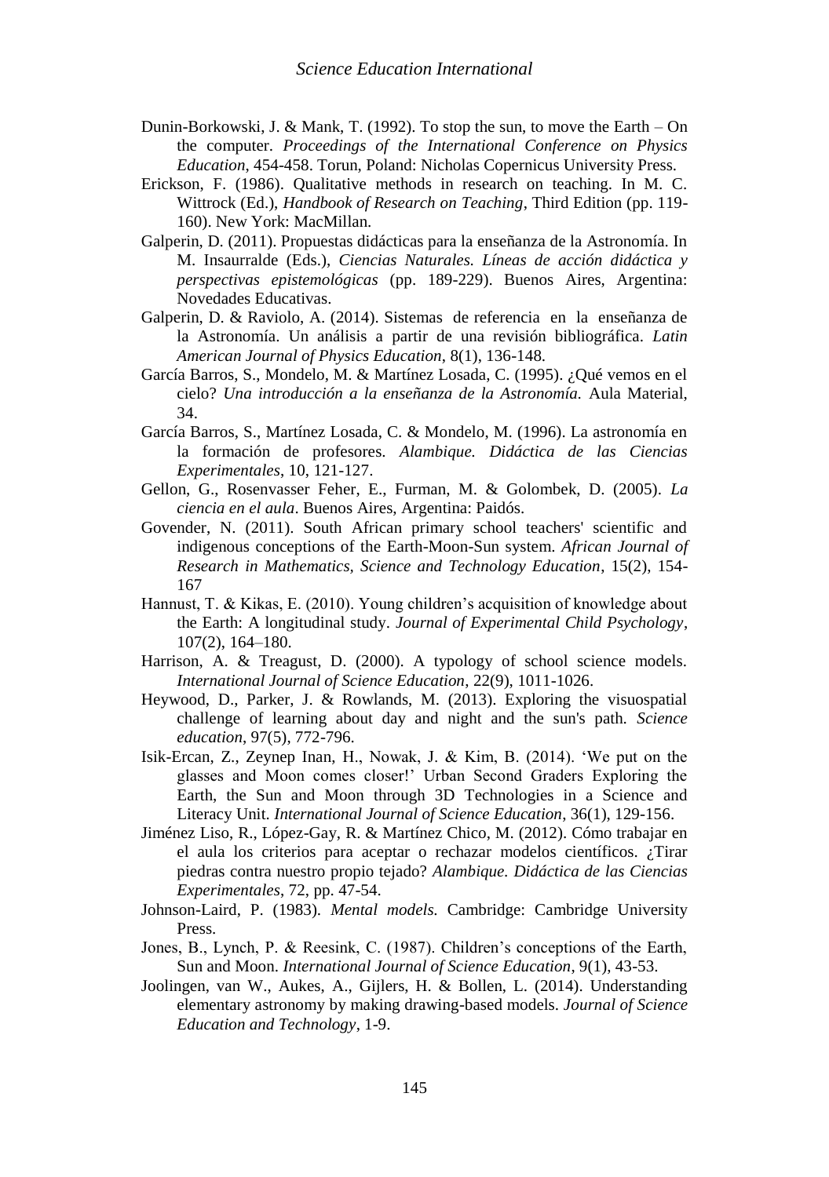Dunin-Borkowski, J. & Mank, T. (1992). To stop the sun, to move the Earth – On the computer. *Proceedings of the International Conference on Physics Education*, 454-458. Torun, Poland: Nicholas Copernicus University Press.

Erickson, F. (1986). Qualitative methods in research on teaching. In M. C. Wittrock (Ed.), *Handbook of Research on Teaching*, Third Edition (pp. 119-160). New York: MacMillan.

Galperin, D. (2011). Propuestas didácticas para la enseñanza de la Astronomía. In M. Insaurralde (Eds.), *Ciencias Naturales. Líneas de acción didáctica y perspectivas epistemológicas* (pp. 189-229). Buenos Aires, Argentina: Novedades Educativas.

Galperin, D. & Raviolo, A. (2014). Sistemas de referencia en la enseñanza de la Astronomía. Un análisis a partir de una revisión bibliográfica. *Latin American Journal of Physics Education*, 8(1), 136-148.

García Barros, S., Mondelo, M. & Martínez Losada, C. (1995). ¿Qué vemos en el cielo? *Una introducción a la enseñanza de la Astronomía.* Aula Material, 34.

García Barros, S., Martínez Losada, C. & Mondelo, M. (1996). La astronomía en la formación de profesores. *Alambique. Didáctica de las Ciencias Experimentales*, 10, 121-127.

Gellon, G., Rosenvasser Feher, E., Furman, M. & Golombek, D. (2005). *La ciencia en el aula*. Buenos Aires, Argentina: Paidós.

Govender, N. (2011). South African primary school teachers' scientific and indigenous conceptions of the Earth-Moon-Sun system. *African Journal of Research in Mathematics, Science and Technology Education*, 15(2), 154-167

Hannust, T. & Kikas, E. (2010). Young children's acquisition of knowledge about the Earth: A longitudinal study. *Journal of Experimental Child Psychology*, 107(2), 164–180.

Harrison, A. & Treagust, D. (2000). A typology of school science models. *International Journal of Science Education*, 22(9), 1011-1026.

Heywood, D., Parker, J. & Rowlands, M. (2013). Exploring the visuospatial challenge of learning about day and night and the sun's path. *Science education*, 97(5), 772-796.

Isik-Ercan, Z., Zeynep Inan, H., Nowak, J. & Kim, B. (2014). 'We put on the glasses and Moon comes closer!' Urban Second Graders Exploring the Earth, the Sun and Moon through 3D Technologies in a Science and Literacy Unit. *International Journal of Science Education*, 36(1), 129-156.

Jiménez Liso, R., López-Gay, R. & Martínez Chico, M. (2012). Cómo trabajar en el aula los criterios para aceptar o rechazar modelos científicos. ¿Tirar piedras contra nuestro propio tejado? *Alambique. Didáctica de las Ciencias Experimentales*, 72, pp. 47-54.

Johnson-Laird, P. (1983). *Mental models.* Cambridge: Cambridge University Press.

Jones, B., Lynch, P. & Reesink, C. (1987). Children's conceptions of the Earth, Sun and Moon. *International Journal of Science Education*, 9(1), 43-53.

Joolingen, van W., Aukes, A., Gijlers, H. & Bollen, L. (2014). Understanding elementary astronomy by making drawing-based models. *Journal of Science Education and Technology*, 1-9.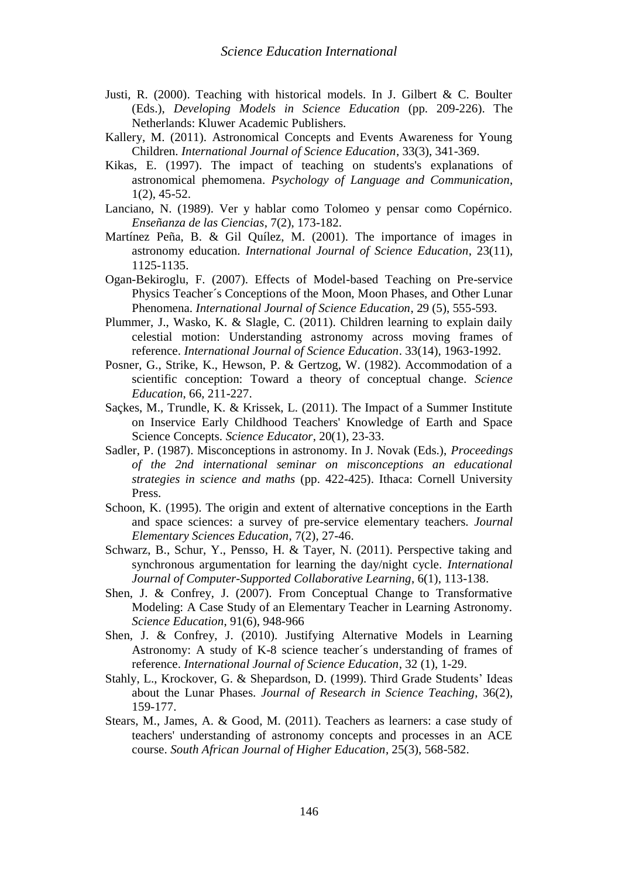Justi, R. (2000). Teaching with historical models. In J. Gilbert & C. Boulter (Eds.), *Developing Models in Science Education* (pp. 209-226). The Netherlands: Kluwer Academic Publishers.

Kallery, M. (2011). Astronomical Concepts and Events Awareness for Young Children. *International Journal of Science Education*, 33(3), 341-369.

Kikas, E. (1997). The impact of teaching on students's explanations of astronomical phemomena. *Psychology of Language and Communication*, 1(2), 45-52.

Lanciano, N. (1989). Ver y hablar como Tolomeo y pensar como Copérnico. *Enseñanza de las Ciencias*, 7(2), 173-182.

Martínez Peña, B. & Gil Quílez, M. (2001). The importance of images in astronomy education. *International Journal of Science Education*, 23(11), 1125-1135.

Ogan-Bekiroglu, F. (2007). Effects of Model-based Teaching on Pre-service Physics Teacher´s Conceptions of the Moon, Moon Phases, and Other Lunar Phenomena. *International Journal of Science Education*, 29 (5), 555-593.

Plummer, J., Wasko, K. & Slagle, C. (2011). Children learning to explain daily celestial motion: Understanding astronomy across moving frames of reference. *International Journal of Science Education*. 33(14), 1963-1992.

Posner, G., Strike, K., Hewson, P. & Gertzog, W. (1982). Accommodation of a scientific conception: Toward a theory of conceptual change. *Science Education*, 66, 211-227.

Saçkes, M., Trundle, K. & Krissek, L. (2011). The Impact of a Summer Institute on Inservice Early Childhood Teachers' Knowledge of Earth and Space Science Concepts. *Science Educator*, 20(1), 23-33.

Sadler, P. (1987). Misconceptions in astronomy. In J. Novak (Eds.), *Proceedings of the 2nd international seminar on misconceptions an educational strategies in science and maths* (pp. 422-425). Ithaca: Cornell University Press.

Schoon, K. (1995). The origin and extent of alternative conceptions in the Earth and space sciences: a survey of pre-service elementary teachers. *Journal Elementary Sciences Education*, 7(2), 27-46.

Schwarz, B., Schur, Y., Pensso, H. & Tayer, N. (2011). Perspective taking and synchronous argumentation for learning the day/night cycle. *International Journal of Computer-Supported Collaborative Learning*, 6(1), 113-138.

Shen, J. & Confrey, J. (2007). From Conceptual Change to Transformative Modeling: A Case Study of an Elementary Teacher in Learning Astronomy. *Science Education*, 91(6), 948-966

Shen, J. & Confrey, J. (2010). Justifying Alternative Models in Learning Astronomy: A study of K-8 science teacher´s understanding of frames of reference. *International Journal of Science Education*, 32 (1), 1-29.

Stahly, L., Krockover, G. & Shepardson, D. (1999). Third Grade Students' Ideas about the Lunar Phases. *Journal of Research in Science Teaching*, 36(2), 159-177.

Stears, M., James, A. & Good, M. (2011). Teachers as learners: a case study of teachers' understanding of astronomy concepts and processes in an ACE course. *South African Journal of Higher Education*, 25(3), 568-582.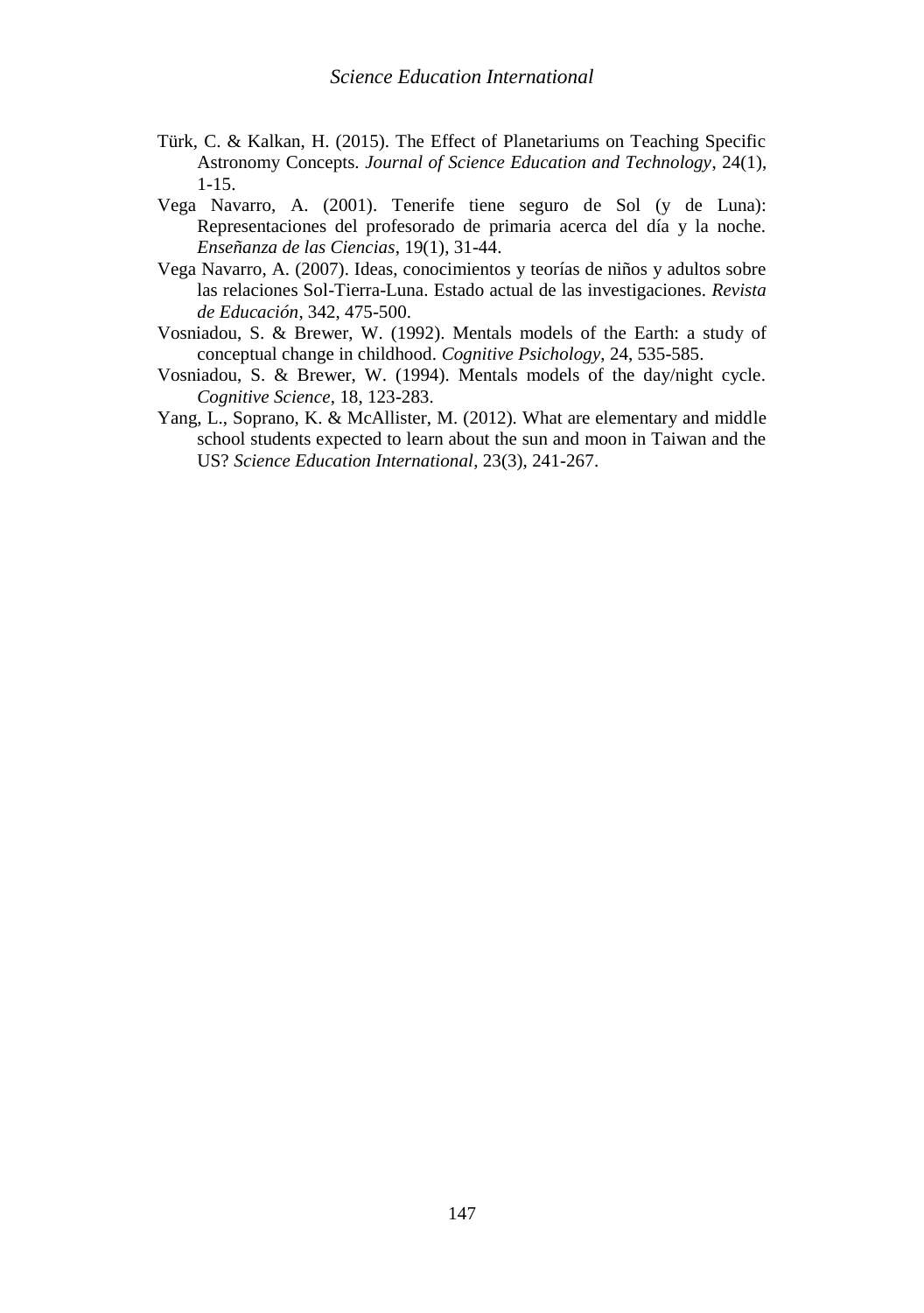Türk, C. & Kalkan, H. (2015). The Effect of Planetariums on Teaching Specific Astronomy Concepts. *Journal of Science Education and Technology*, 24(1), 1-15.

Vega Navarro, A. (2001). Tenerife tiene seguro de Sol (y de Luna): Representaciones del profesorado de primaria acerca del día y la noche. *Enseñanza de las Ciencias*, 19(1), 31-44.

Vega Navarro, A. (2007). Ideas, conocimientos y teorías de niños y adultos sobre las relaciones Sol-Tierra-Luna. Estado actual de las investigaciones. *Revista de Educación*, 342, 475-500.

Vosniadou, S. & Brewer, W. (1992). Mentals models of the Earth: a study of conceptual change in childhood. *Cognitive Psichology*, 24, 535-585.

Vosniadou, S. & Brewer, W. (1994). Mentals models of the day/night cycle. *Cognitive Science*, 18, 123-283.

Yang, L., Soprano, K. & McAllister, M. (2012). What are elementary and middle school students expected to learn about the sun and moon in Taiwan and the US? *Science Education International*, 23(3), 241-267.